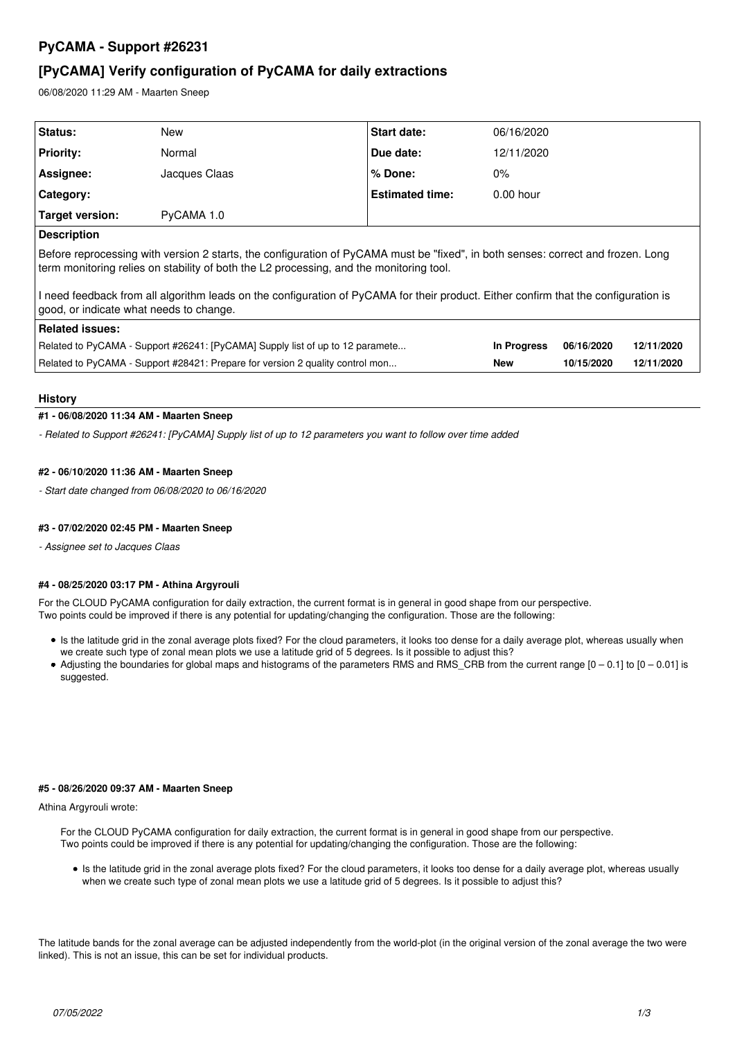# PyCAMA - Support #26231

## [PyCAMA] Verify configuration of PyCAMA for daily extractions

06/08/2020 11:29 AM - Maarten Sneep

| | | | |
|---|---|---|---|
| **Status:** | New | **Start date:** | 06/16/2020 |
| **Priority:** | Normal | **Due date:** | 12/11/2020 |
| **Assignee:** | Jacques Claas | **% Done:** | 0% |
| **Category:** | | **Estimated time:** | 0.00 hour |
| **Target version:** | PyCAMA 1.0 | | |

**Description**

Before reprocessing with version 2 starts, the configuration of PyCAMA must be "fixed", in both senses: correct and frozen. Long term monitoring relies on stability of both the L2 processing, and the monitoring tool.

I need feedback from all algorithm leads on the configuration of PyCAMA for their product. Either confirm that the configuration is good, or indicate what needs to change.

**Related issues:**

| | | | |
|---|---|---|---|
| Related to PyCAMA - Support #26241: [PyCAMA] Supply list of up to 12 paramete... | **In Progress** | 06/16/2020 | 12/11/2020 |
| Related to PyCAMA - Support #28421: Prepare for version 2 quality control mon... | **New** | 10/15/2020 | 12/11/2020 |

### History

#### #1 - 06/08/2020 11:34 AM - Maarten Sneep

*- Related to Support #26241: [PyCAMA] Supply list of up to 12 parameters you want to follow over time added*

#### #2 - 06/10/2020 11:36 AM - Maarten Sneep

*- Start date changed from 06/08/2020 to 06/16/2020*

#### #3 - 07/02/2020 02:45 PM - Maarten Sneep

*- Assignee set to Jacques Claas*

#### #4 - 08/25/2020 03:17 PM - Athina Argyrouli

For the CLOUD PyCAMA configuration for daily extraction, the current format is in general in good shape from our perspective.
Two points could be improved if there is any potential for updating/changing the configuration. Those are the following:

- Is the latitude grid in the zonal average plots fixed? For the cloud parameters, it looks too dense for a daily average plot, whereas usually when we create such type of zonal mean plots we use a latitude grid of 5 degrees. Is it possible to adjust this?
- Adjusting the boundaries for global maps and histograms of the parameters RMS and RMS_CRB from the current range [0 – 0.1] to [0 – 0.01] is suggested.

#### #5 - 08/26/2020 09:37 AM - Maarten Sneep

Athina Argyrouli wrote:

> For the CLOUD PyCAMA configuration for daily extraction, the current format is in general in good shape from our perspective.
> Two points could be improved if there is any potential for updating/changing the configuration. Those are the following:
>
> - Is the latitude grid in the zonal average plots fixed? For the cloud parameters, it looks too dense for a daily average plot, whereas usually when we create such type of zonal mean plots we use a latitude grid of 5 degrees. Is it possible to adjust this?

The latitude bands for the zonal average can be adjusted independently from the world-plot (in the original version of the zonal average the two were linked). This is not an issue, this can be set for individual products.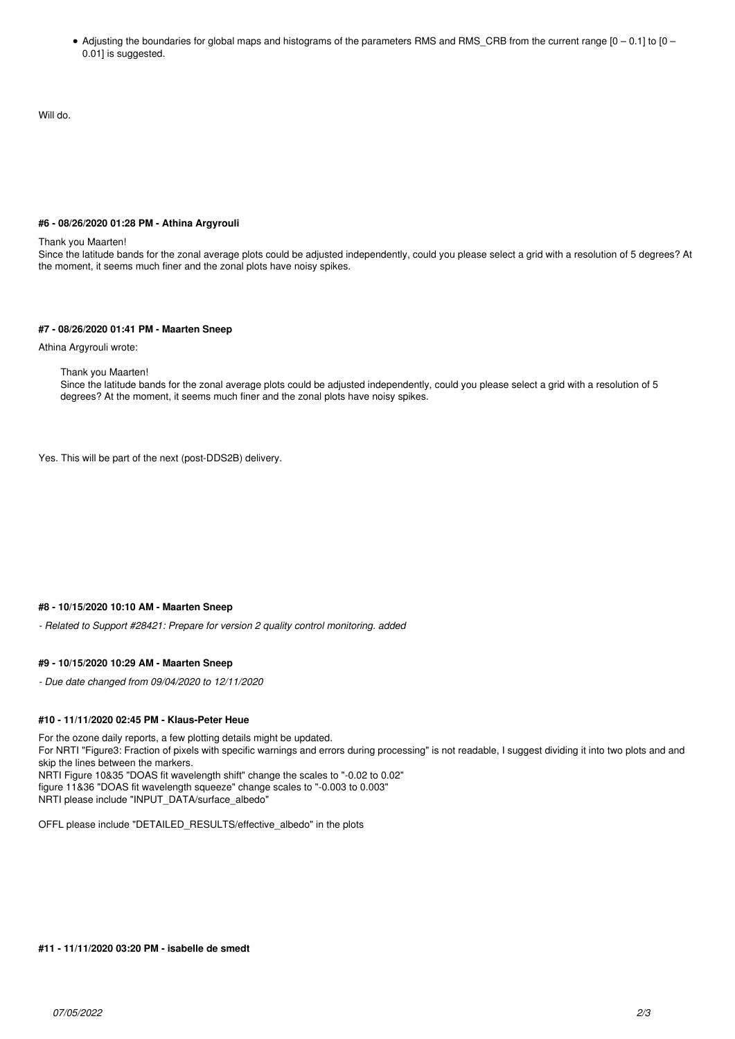- Adjusting the boundaries for global maps and histograms of the parameters RMS and RMS_CRB from the current range [0 – 0.1] to [0 – 0.01] is suggested.

Will do.

#### #6 - 08/26/2020 01:28 PM - Athina Argyrouli

Thank you Maarten!
Since the latitude bands for the zonal average plots could be adjusted independently, could you please select a grid with a resolution of 5 degrees? At the moment, it seems much finer and the zonal plots have noisy spikes.

#### #7 - 08/26/2020 01:41 PM - Maarten Sneep

Athina Argyrouli wrote:

> Thank you Maarten!
> Since the latitude bands for the zonal average plots could be adjusted independently, could you please select a grid with a resolution of 5 degrees? At the moment, it seems much finer and the zonal plots have noisy spikes.

Yes. This will be part of the next (post-DDS2B) delivery.

#### #8 - 10/15/2020 10:10 AM - Maarten Sneep

*- Related to Support #28421: Prepare for version 2 quality control monitoring. added*

#### #9 - 10/15/2020 10:29 AM - Maarten Sneep

*- Due date changed from 09/04/2020 to 12/11/2020*

#### #10 - 11/11/2020 02:45 PM - Klaus-Peter Heue

For the ozone daily reports, a few plotting details might be updated.
For NRTI "Figure3: Fraction of pixels with specific warnings and errors during processing" is not readable, I suggest dividing it into two plots and and skip the lines between the markers.
NRTI Figure 10&35 "DOAS fit wavelength shift" change the scales to "-0.02 to 0.02"
figure 11&36 "DOAS fit wavelength squeeze" change scales to "-0.003 to 0.003"
NRTI please include "INPUT_DATA/surface_albedo"

OFFL please include "DETAILED_RESULTS/effective_albedo" in the plots

#### #11 - 11/11/2020 03:20 PM - isabelle de smedt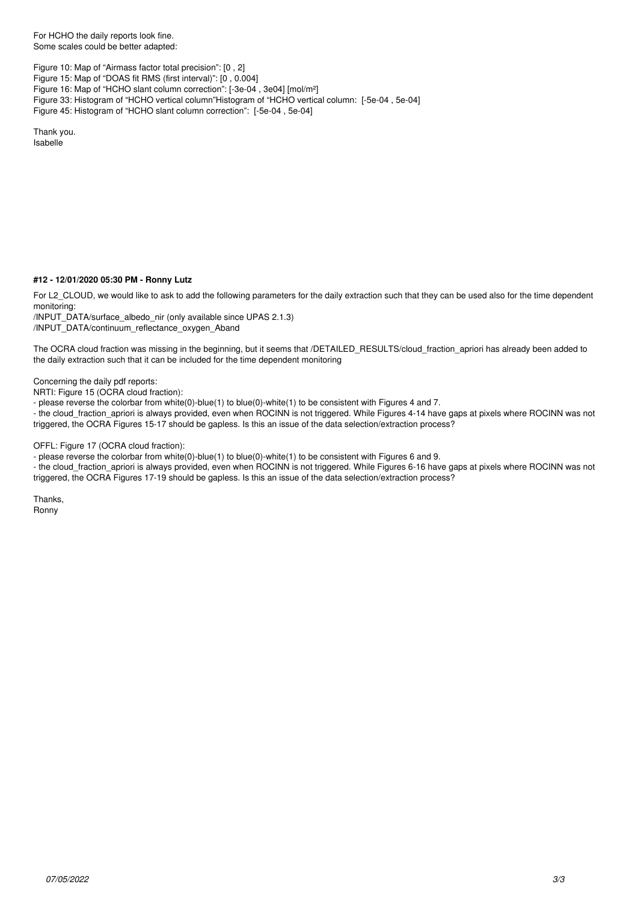For HCHO the daily reports look fine.
Some scales could be better adapted:

Figure 10: Map of “Airmass factor total precision”: [0 , 2]
Figure 15: Map of “DOAS fit RMS (first interval)”: [0 , 0.004]
Figure 16: Map of “HCHO slant column correction”: [-3e-04 , 3e04] [mol/m²]
Figure 33: Histogram of “HCHO vertical column”Histogram of “HCHO vertical column: [-5e-04 , 5e-04]
Figure 45: Histogram of “HCHO slant column correction”: [-5e-04 , 5e-04]

Thank you.
Isabelle

#### #12 - 12/01/2020 05:30 PM - Ronny Lutz

For L2_CLOUD, we would like to ask to add the following parameters for the daily extraction such that they can be used also for the time dependent monitoring:
/INPUT_DATA/surface_albedo_nir (only available since UPAS 2.1.3)
/INPUT_DATA/continuum_reflectance_oxygen_Aband

The OCRA cloud fraction was missing in the beginning, but it seems that /DETAILED_RESULTS/cloud_fraction_apriori has already been added to the daily extraction such that it can be included for the time dependent monitoring

Concerning the daily pdf reports:
NRTI: Figure 15 (OCRA cloud fraction):
- please reverse the colorbar from white(0)-blue(1) to blue(0)-white(1) to be consistent with Figures 4 and 7.
- the cloud_fraction_apriori is always provided, even when ROCINN is not triggered. While Figures 4-14 have gaps at pixels where ROCINN was not triggered, the OCRA Figures 15-17 should be gapless. Is this an issue of the data selection/extraction process?

OFFL: Figure 17 (OCRA cloud fraction):
- please reverse the colorbar from white(0)-blue(1) to blue(0)-white(1) to be consistent with Figures 6 and 9.
- the cloud_fraction_apriori is always provided, even when ROCINN is not triggered. While Figures 6-16 have gaps at pixels where ROCINN was not triggered, the OCRA Figures 17-19 should be gapless. Is this an issue of the data selection/extraction process?

Thanks,
Ronny